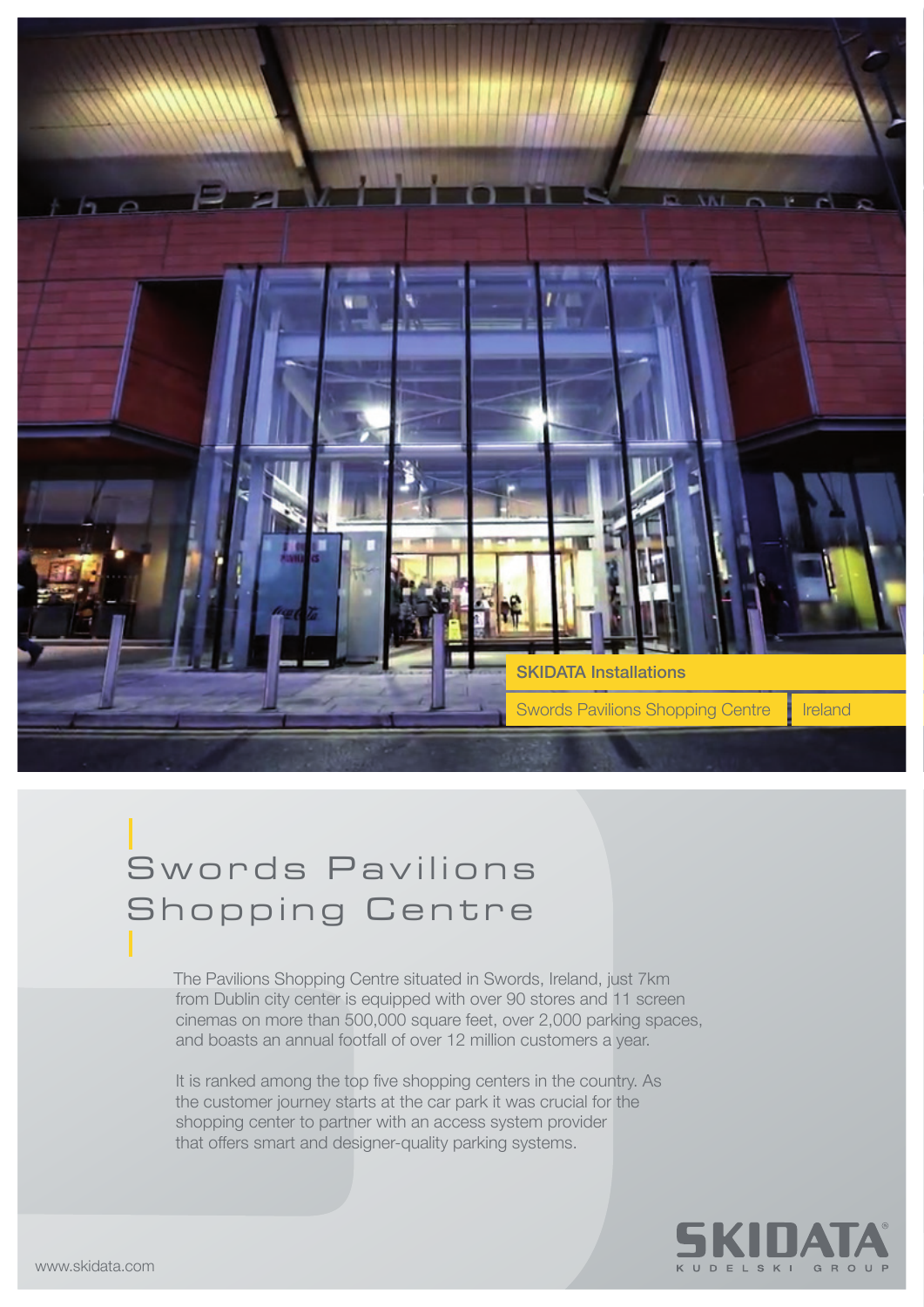SKIDATA Installations

Swords Pavilions Shopping Centre | Ireland

# Swords Pavilions Shopping Centre

The Pavilions Shopping Centre situated in Swords, Ireland, just 7km from Dublin city center is equipped with over 90 stores and 11 screen cinemas on more than 500,000 square feet, over 2,000 parking spaces, and boasts an annual footfall of over 12 million customers a year.

It is ranked among the top five shopping centers in the country. As the customer journey starts at the car park it was crucial for the shopping center to partner with an access system provider that offers smart and designer-quality parking systems.

www.skidata.com

SKIDATA® KUDELSKI GROUP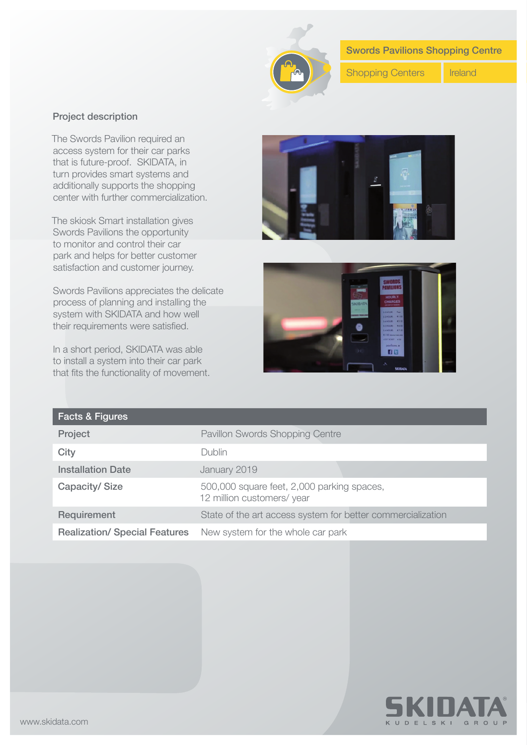Swords Pavilions Shopping Centre

Shopping Centers | Ireland

## Project description

The Swords Pavilion required an access system for their car parks that is future-proof. SKIDATA, in turn provides smart systems and additionally supports the shopping center with further commercialization.

The skiosk Smart installation gives Swords Pavilions the opportunity to monitor and control their car park and helps for better customer satisfaction and customer journey.

Swords Pavilions appreciates the delicate process of planning and installing the system with SKIDATA and how well their requirements were satisfied.

In a short period, SKIDATA was able to install a system into their car park that fits the functionality of movement.

| Facts & Figures | |
|---|---|
| **Project** | Pavillon Swords Shopping Centre |
| **City** | Dublin |
| **Installation Date** | January 2019 |
| **Capacity/ Size** | 500,000 square feet, 2,000 parking spaces, 12 million customers/ year |
| **Requirement** | State of the art access system for better commercialization |
| **Realization/ Special Features** | New system for the whole car park |

www.skidata.com

SKIDATA
KUDELSKI GROUP